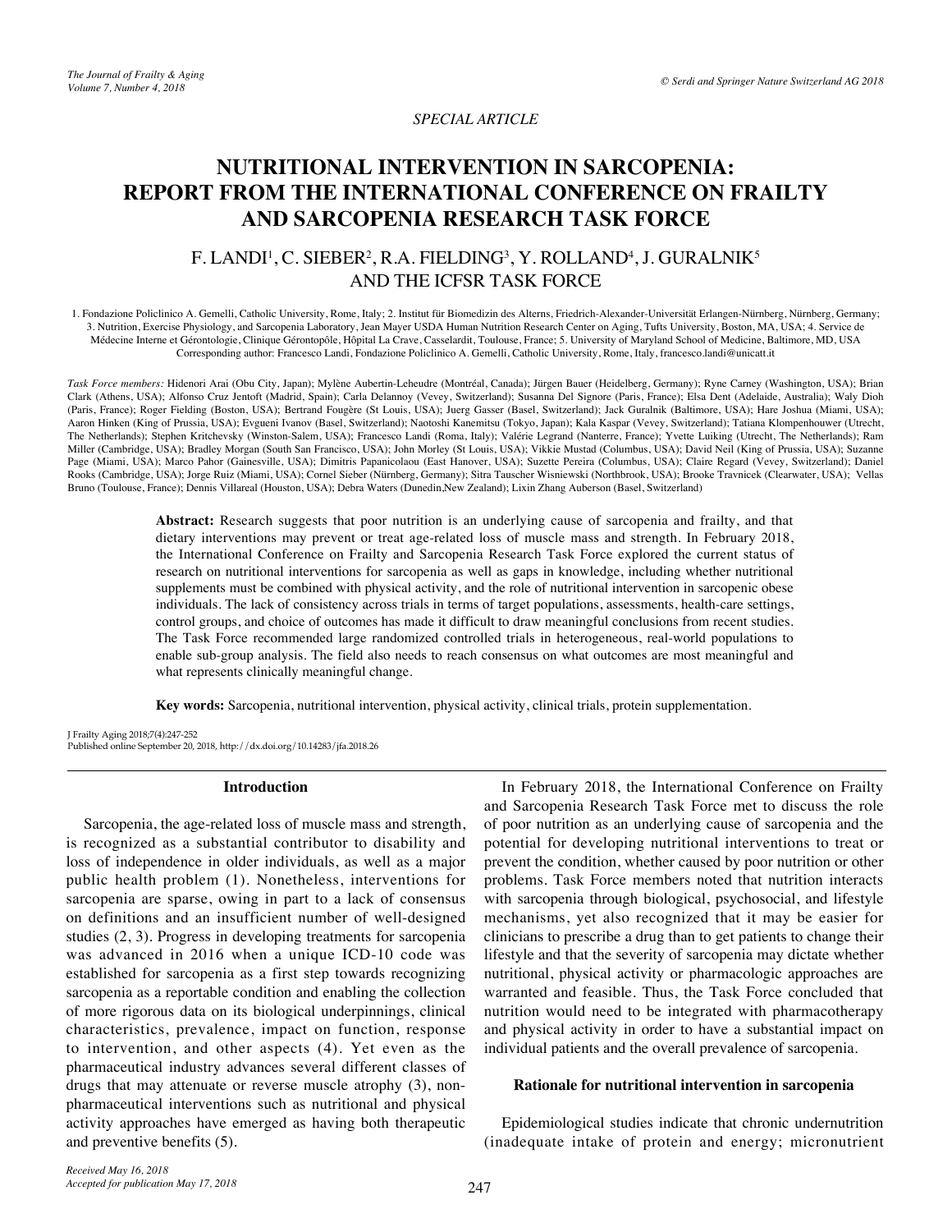*SPECIAL ARTICLE*

# NUTRITIONAL INTERVENTION IN SARCOPENIA: REPORT FROM THE INTERNATIONAL CONFERENCE ON FRAILTY AND SARCOPENIA RESEARCH TASK FORCE

F. LANDI[1], C. SIEBER[2], R.A. FIELDING[3], Y. ROLLAND[4], J. GURALNIK[5] AND THE ICFSR TASK FORCE

1. Fondazione Policlinico A. Gemelli, Catholic University, Rome, Italy; 2. Institut für Biomedizin des Alterns, Friedrich-Alexander-Universität Erlangen-Nürnberg, Nürnberg, Germany; 3. Nutrition, Exercise Physiology, and Sarcopenia Laboratory, Jean Mayer USDA Human Nutrition Research Center on Aging, Tufts University, Boston, MA, USA; 4. Service de Médecine Interne et Gérontologie, Clinique Gérontopôle, Hôpital La Crave, Casselardit, Toulouse, France; 5. University of Maryland School of Medicine, Baltimore, MD, USA
Corresponding author: Francesco Landi, Fondazione Policlinico A. Gemelli, Catholic University, Rome, Italy, francesco.landi@unicatt.it

*Task Force members:* Hidenori Arai (Obu City, Japan); Mylène Aubertin-Leheudre (Montréal, Canada); Jürgen Bauer (Heidelberg, Germany); Ryne Carney (Washington, USA); Brian Clark (Athens, USA); Alfonso Cruz Jentoft (Madrid, Spain); Carla Delannoy (Vevey, Switzerland); Susanna Del Signore (Paris, France); Elsa Dent (Adelaide, Australia); Waly Dioh (Paris, France); Roger Fielding (Boston, USA); Bertrand Fougère (St Louis, USA); Juerg Gasser (Basel, Switzerland); Jack Guralnik (Baltimore, USA); Hare Joshua (Miami, USA); Aaron Hinken (King of Prussia, USA); Evgueni Ivanov (Basel, Switzerland); Naotoshi Kanemitsu (Tokyo, Japan); Kala Kaspar (Vevey, Switzerland); Tatiana Klompenhouwer (Utrecht, The Netherlands); Stephen Kritchevsky (Winston-Salem, USA); Francesco Landi (Roma, Italy); Valérie Legrand (Nanterre, France); Yvette Luiking (Utrecht, The Netherlands); Ram Miller (Cambridge, USA); Bradley Morgan (South San Francisco, USA); John Morley (St Louis, USA); Vikkie Mustad (Columbus, USA); David Neil (King of Prussia, USA); Suzanne Page (Miami, USA); Marco Pahor (Gainesville, USA); Dimitris Papanicolaou (East Hanover, USA); Suzette Pereira (Columbus, USA); Claire Regard (Vevey, Switzerland); Daniel Rooks (Cambridge, USA); Jorge Ruiz (Miami, USA); Cornel Sieber (Nürnberg, Germany); Sitra Tauscher Wisniewski (Northbrook, USA); Brooke Travnicek (Clearwater, USA); Vellas Bruno (Toulouse, France); Dennis Villareal (Houston, USA); Debra Waters (Dunedin,New Zealand); Lixin Zhang Auberson (Basel, Switzerland)

**Abstract:** Research suggests that poor nutrition is an underlying cause of sarcopenia and frailty, and that dietary interventions may prevent or treat age-related loss of muscle mass and strength. In February 2018, the International Conference on Frailty and Sarcopenia Research Task Force explored the current status of research on nutritional interventions for sarcopenia as well as gaps in knowledge, including whether nutritional supplements must be combined with physical activity, and the role of nutritional intervention in sarcopenic obese individuals. The lack of consistency across trials in terms of target populations, assessments, health-care settings, control groups, and choice of outcomes has made it difficult to draw meaningful conclusions from recent studies. The Task Force recommended large randomized controlled trials in heterogeneous, real-world populations to enable sub-group analysis. The field also needs to reach consensus on what outcomes are most meaningful and what represents clinically meaningful change.

**Key words:** Sarcopenia, nutritional intervention, physical activity, clinical trials, protein supplementation.

J Frailty Aging 2018;7(4):247-252
Published online September 20, 2018, http://dx.doi.org/10.14283/jfa.2018.26

## Introduction

Sarcopenia, the age-related loss of muscle mass and strength, is recognized as a substantial contributor to disability and loss of independence in older individuals, as well as a major public health problem (1). Nonetheless, interventions for sarcopenia are sparse, owing in part to a lack of consensus on definitions and an insufficient number of well-designed studies (2, 3). Progress in developing treatments for sarcopenia was advanced in 2016 when a unique ICD-10 code was established for sarcopenia as a first step towards recognizing sarcopenia as a reportable condition and enabling the collection of more rigorous data on its biological underpinnings, clinical characteristics, prevalence, impact on function, response to intervention, and other aspects (4). Yet even as the pharmaceutical industry advances several different classes of drugs that may attenuate or reverse muscle atrophy (3), non-pharmaceutical interventions such as nutritional and physical activity approaches have emerged as having both therapeutic and preventive benefits (5).

In February 2018, the International Conference on Frailty and Sarcopenia Research Task Force met to discuss the role of poor nutrition as an underlying cause of sarcopenia and the potential for developing nutritional interventions to treat or prevent the condition, whether caused by poor nutrition or other problems. Task Force members noted that nutrition interacts with sarcopenia through biological, psychosocial, and lifestyle mechanisms, yet also recognized that it may be easier for clinicians to prescribe a drug than to get patients to change their lifestyle and that the severity of sarcopenia may dictate whether nutritional, physical activity or pharmacologic approaches are warranted and feasible. Thus, the Task Force concluded that nutrition would need to be integrated with pharmacotherapy and physical activity in order to have a substantial impact on individual patients and the overall prevalence of sarcopenia.

## Rationale for nutritional intervention in sarcopenia

Epidemiological studies indicate that chronic undernutrition (inadequate intake of protein and energy; micronutrient

*Received May 16, 2018*
*Accepted for publication May 17, 2018*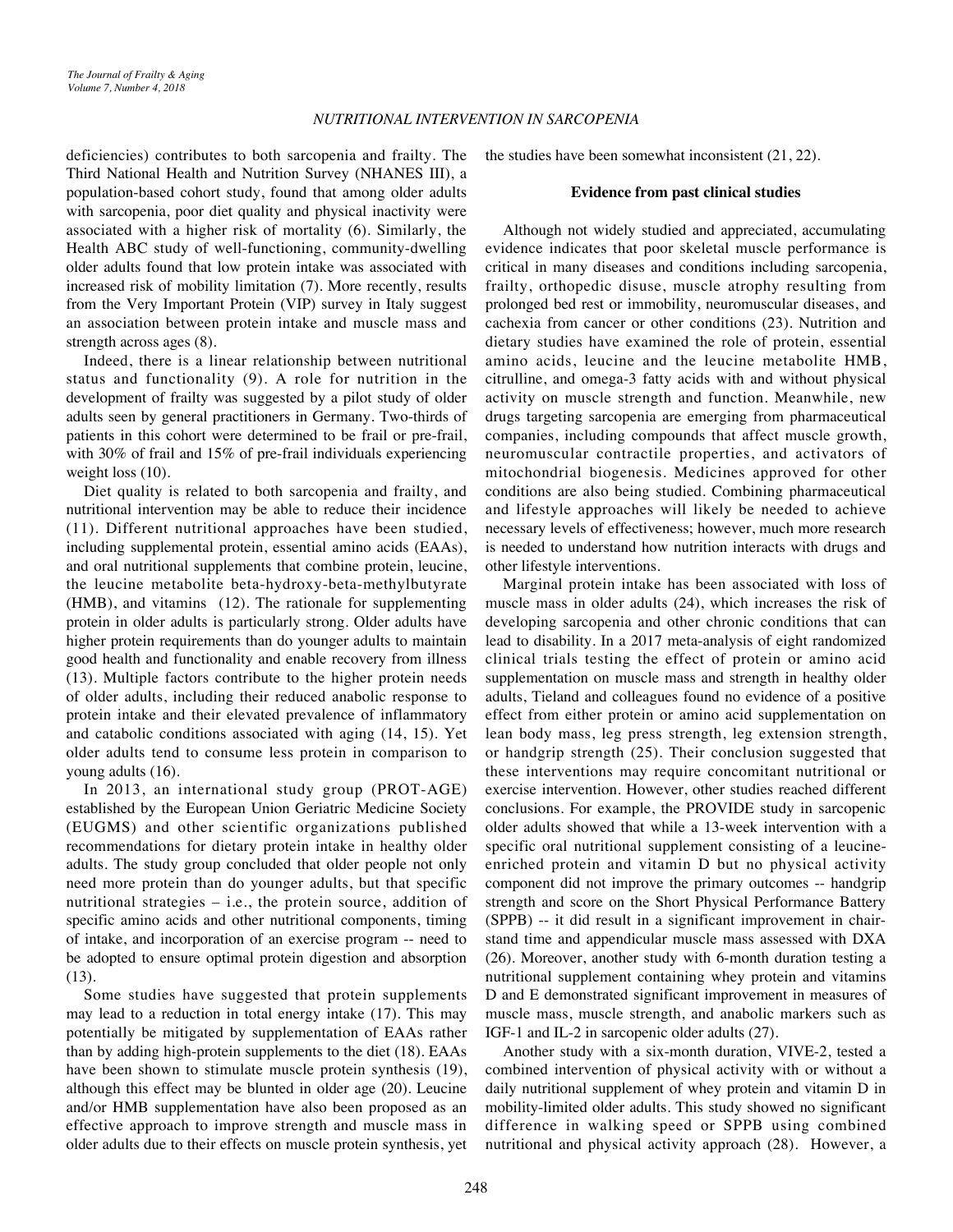deficiencies) contributes to both sarcopenia and frailty. The Third National Health and Nutrition Survey (NHANES III), a population-based cohort study, found that among older adults with sarcopenia, poor diet quality and physical inactivity were associated with a higher risk of mortality (6). Similarly, the Health ABC study of well-functioning, community-dwelling older adults found that low protein intake was associated with increased risk of mobility limitation (7). More recently, results from the Very Important Protein (VIP) survey in Italy suggest an association between protein intake and muscle mass and strength across ages (8).

Indeed, there is a linear relationship between nutritional status and functionality (9). A role for nutrition in the development of frailty was suggested by a pilot study of older adults seen by general practitioners in Germany. Two-thirds of patients in this cohort were determined to be frail or pre-frail, with 30% of frail and 15% of pre-frail individuals experiencing weight loss (10).

Diet quality is related to both sarcopenia and frailty, and nutritional intervention may be able to reduce their incidence (11). Different nutritional approaches have been studied, including supplemental protein, essential amino acids (EAAs), and oral nutritional supplements that combine protein, leucine, the leucine metabolite beta-hydroxy-beta-methylbutyrate (HMB), and vitamins (12). The rationale for supplementing protein in older adults is particularly strong. Older adults have higher protein requirements than do younger adults to maintain good health and functionality and enable recovery from illness (13). Multiple factors contribute to the higher protein needs of older adults, including their reduced anabolic response to protein intake and their elevated prevalence of inflammatory and catabolic conditions associated with aging (14, 15). Yet older adults tend to consume less protein in comparison to young adults (16).

In 2013, an international study group (PROT-AGE) established by the European Union Geriatric Medicine Society (EUGMS) and other scientific organizations published recommendations for dietary protein intake in healthy older adults. The study group concluded that older people not only need more protein than do younger adults, but that specific nutritional strategies – i.e., the protein source, addition of specific amino acids and other nutritional components, timing of intake, and incorporation of an exercise program -- need to be adopted to ensure optimal protein digestion and absorption (13).

Some studies have suggested that protein supplements may lead to a reduction in total energy intake (17). This may potentially be mitigated by supplementation of EAAs rather than by adding high-protein supplements to the diet (18). EAAs have been shown to stimulate muscle protein synthesis (19), although this effect may be blunted in older age (20). Leucine and/or HMB supplementation have also been proposed as an effective approach to improve strength and muscle mass in older adults due to their effects on muscle protein synthesis, yet the studies have been somewhat inconsistent (21, 22).

## Evidence from past clinical studies

Although not widely studied and appreciated, accumulating evidence indicates that poor skeletal muscle performance is critical in many diseases and conditions including sarcopenia, frailty, orthopedic disuse, muscle atrophy resulting from prolonged bed rest or immobility, neuromuscular diseases, and cachexia from cancer or other conditions (23). Nutrition and dietary studies have examined the role of protein, essential amino acids, leucine and the leucine metabolite HMB, citrulline, and omega-3 fatty acids with and without physical activity on muscle strength and function. Meanwhile, new drugs targeting sarcopenia are emerging from pharmaceutical companies, including compounds that affect muscle growth, neuromuscular contractile properties, and activators of mitochondrial biogenesis. Medicines approved for other conditions are also being studied. Combining pharmaceutical and lifestyle approaches will likely be needed to achieve necessary levels of effectiveness; however, much more research is needed to understand how nutrition interacts with drugs and other lifestyle interventions.

Marginal protein intake has been associated with loss of muscle mass in older adults (24), which increases the risk of developing sarcopenia and other chronic conditions that can lead to disability. In a 2017 meta-analysis of eight randomized clinical trials testing the effect of protein or amino acid supplementation on muscle mass and strength in healthy older adults, Tieland and colleagues found no evidence of a positive effect from either protein or amino acid supplementation on lean body mass, leg press strength, leg extension strength, or handgrip strength (25). Their conclusion suggested that these interventions may require concomitant nutritional or exercise intervention. However, other studies reached different conclusions. For example, the PROVIDE study in sarcopenic older adults showed that while a 13-week intervention with a specific oral nutritional supplement consisting of a leucine-enriched protein and vitamin D but no physical activity component did not improve the primary outcomes -- handgrip strength and score on the Short Physical Performance Battery (SPPB) -- it did result in a significant improvement in chair-stand time and appendicular muscle mass assessed with DXA (26). Moreover, another study with 6-month duration testing a nutritional supplement containing whey protein and vitamins D and E demonstrated significant improvement in measures of muscle mass, muscle strength, and anabolic markers such as IGF-1 and IL-2 in sarcopenic older adults (27).

Another study with a six-month duration, VIVE-2, tested a combined intervention of physical activity with or without a daily nutritional supplement of whey protein and vitamin D in mobility-limited older adults. This study showed no significant difference in walking speed or SPPB using combined nutritional and physical activity approach (28). However, a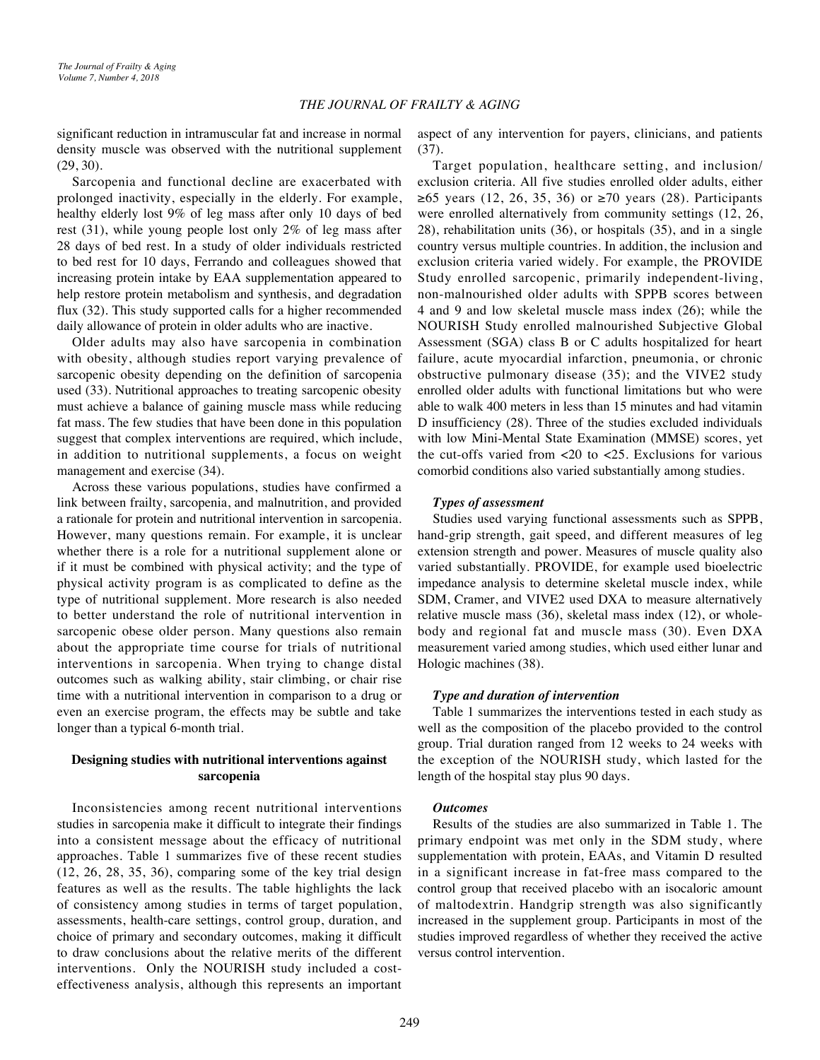significant reduction in intramuscular fat and increase in normal density muscle was observed with the nutritional supplement (29, 30).

Sarcopenia and functional decline are exacerbated with prolonged inactivity, especially in the elderly. For example, healthy elderly lost 9% of leg mass after only 10 days of bed rest (31), while young people lost only 2% of leg mass after 28 days of bed rest. In a study of older individuals restricted to bed rest for 10 days, Ferrando and colleagues showed that increasing protein intake by EAA supplementation appeared to help restore protein metabolism and synthesis, and degradation flux (32). This study supported calls for a higher recommended daily allowance of protein in older adults who are inactive.

Older adults may also have sarcopenia in combination with obesity, although studies report varying prevalence of sarcopenic obesity depending on the definition of sarcopenia used (33). Nutritional approaches to treating sarcopenic obesity must achieve a balance of gaining muscle mass while reducing fat mass. The few studies that have been done in this population suggest that complex interventions are required, which include, in addition to nutritional supplements, a focus on weight management and exercise (34).

Across these various populations, studies have confirmed a link between frailty, sarcopenia, and malnutrition, and provided a rationale for protein and nutritional intervention in sarcopenia. However, many questions remain. For example, it is unclear whether there is a role for a nutritional supplement alone or if it must be combined with physical activity; and the type of physical activity program is as complicated to define as the type of nutritional supplement. More research is also needed to better understand the role of nutritional intervention in sarcopenic obese older person. Many questions also remain about the appropriate time course for trials of nutritional interventions in sarcopenia. When trying to change distal outcomes such as walking ability, stair climbing, or chair rise time with a nutritional intervention in comparison to a drug or even an exercise program, the effects may be subtle and take longer than a typical 6-month trial.

## Designing studies with nutritional interventions against sarcopenia

Inconsistencies among recent nutritional interventions studies in sarcopenia make it difficult to integrate their findings into a consistent message about the efficacy of nutritional approaches. Table 1 summarizes five of these recent studies (12, 26, 28, 35, 36), comparing some of the key trial design features as well as the results. The table highlights the lack of consistency among studies in terms of target population, assessments, health-care settings, control group, duration, and choice of primary and secondary outcomes, making it difficult to draw conclusions about the relative merits of the different interventions. Only the NOURISH study included a cost-effectiveness analysis, although this represents an important aspect of any intervention for payers, clinicians, and patients (37).

Target population, healthcare setting, and inclusion/exclusion criteria. All five studies enrolled older adults, either ≥65 years (12, 26, 35, 36) or ≥70 years (28). Participants were enrolled alternatively from community settings (12, 26, 28), rehabilitation units (36), or hospitals (35), and in a single country versus multiple countries. In addition, the inclusion and exclusion criteria varied widely. For example, the PROVIDE Study enrolled sarcopenic, primarily independent-living, non-malnourished older adults with SPPB scores between 4 and 9 and low skeletal muscle mass index (26); while the NOURISH Study enrolled malnourished Subjective Global Assessment (SGA) class B or C adults hospitalized for heart failure, acute myocardial infarction, pneumonia, or chronic obstructive pulmonary disease (35); and the VIVE2 study enrolled older adults with functional limitations but who were able to walk 400 meters in less than 15 minutes and had vitamin D insufficiency (28). Three of the studies excluded individuals with low Mini-Mental State Examination (MMSE) scores, yet the cut-offs varied from <20 to <25. Exclusions for various comorbid conditions also varied substantially among studies.

### *Types of assessment*

Studies used varying functional assessments such as SPPB, hand-grip strength, gait speed, and different measures of leg extension strength and power. Measures of muscle quality also varied substantially. PROVIDE, for example used bioelectric impedance analysis to determine skeletal muscle index, while SDM, Cramer, and VIVE2 used DXA to measure alternatively relative muscle mass (36), skeletal mass index (12), or whole-body and regional fat and muscle mass (30). Even DXA measurement varied among studies, which used either lunar and Hologic machines (38).

### *Type and duration of intervention*

Table 1 summarizes the interventions tested in each study as well as the composition of the placebo provided to the control group. Trial duration ranged from 12 weeks to 24 weeks with the exception of the NOURISH study, which lasted for the length of the hospital stay plus 90 days.

### *Outcomes*

Results of the studies are also summarized in Table 1. The primary endpoint was met only in the SDM study, where supplementation with protein, EAAs, and Vitamin D resulted in a significant increase in fat-free mass compared to the control group that received placebo with an isocaloric amount of maltodextrin. Handgrip strength was also significantly increased in the supplement group. Participants in most of the studies improved regardless of whether they received the active versus control intervention.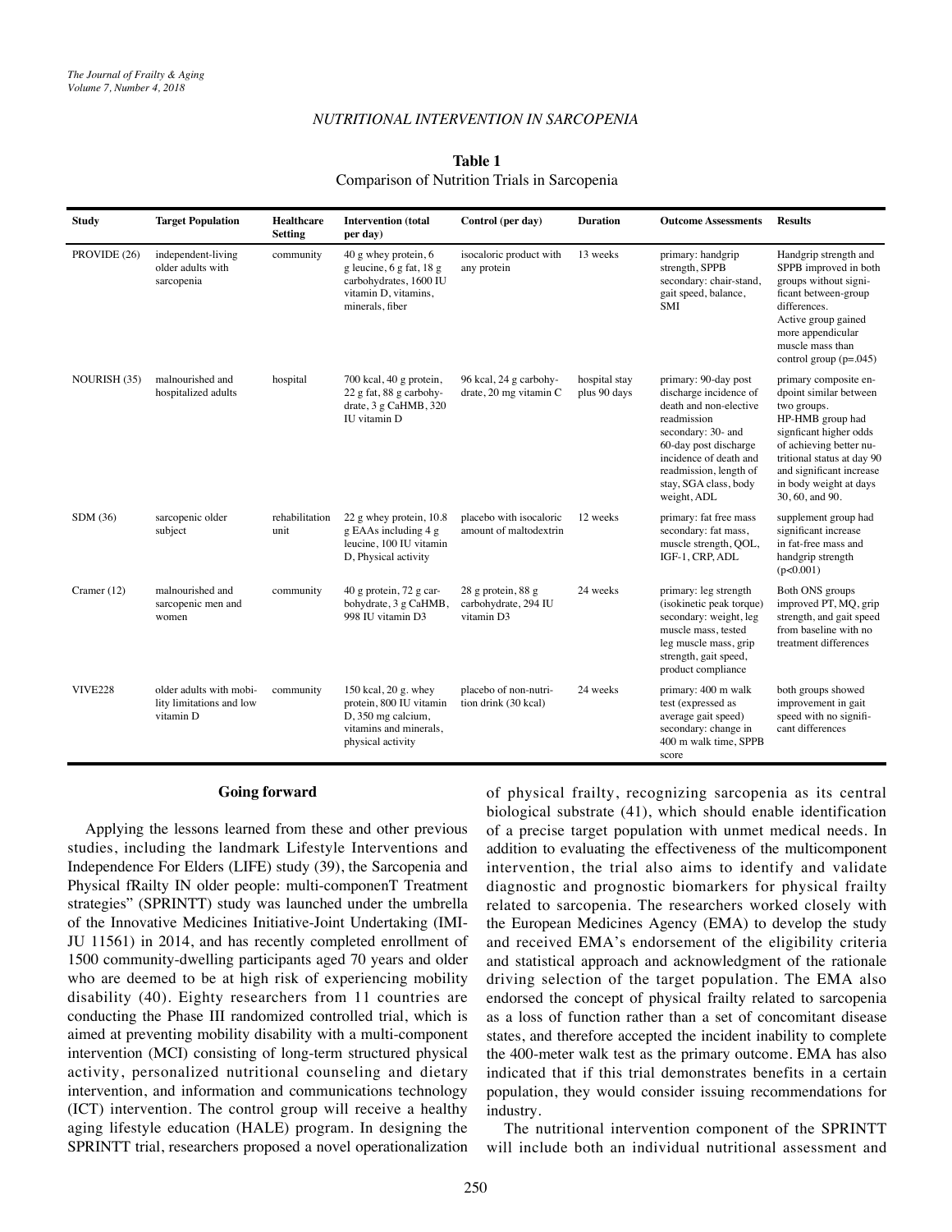**Table 1**
Comparison of Nutrition Trials in Sarcopenia

| Study | Target Population | Healthcare Setting | Intervention (total per day) | Control (per day) | Duration | Outcome Assessments | Results |
|---|---|---|---|---|---|---|---|
| PROVIDE (26) | independent-living older adults with sarcopenia | community | 40 g whey protein, 6 g leucine, 6 g fat, 18 g carbohydrates, 1600 IU vitamin D, vitamins, minerals, fiber | isocaloric product with any protein | 13 weeks | primary: handgrip strength, SPPB secondary: chair-stand, gait speed, balance, SMI | Handgrip strength and SPPB improved in both groups without significant between-group differences. Active group gained more appendicular muscle mass than control group (p=.045) |
| NOURISH (35) | malnourished and hospitalized adults | hospital | 700 kcal, 40 g protein, 22 g fat, 88 g carbohydrate, 3 g CaHMB, 320 IU vitamin D | 96 kcal, 24 g carbohydrate, 20 mg vitamin C | hospital stay plus 90 days | primary: 90-day post discharge incidence of death and non-elective readmission secondary: 30- and 60-day post discharge incidence of death and readmission, length of stay, SGA class, body weight, ADL | primary composite endpoint similar between two groups. HP-HMB group had signficant higher odds of achieving better nutritional status at day 90 and significant increase in body weight at days 30, 60, and 90. |
| SDM (36) | sarcopenic older subject | rehabilitation unit | 22 g whey protein, 10.8 g EAAs including 4 g leucine, 100 IU vitamin D, Physical activity | placebo with isocaloric amount of maltodextrin | 12 weeks | primary: fat free mass secondary: fat mass, muscle strength, QOL, IGF-1, CRP, ADL | supplement group had significant increase in fat-free mass and handgrip strength (p<0.001) |
| Cramer (12) | malnourished and sarcopenic men and women | community | 40 g protein, 72 g carbohydrate, 3 g CaHMB, 998 IU vitamin D3 | 28 g protein, 88 g carbohydrate, 294 IU vitamin D3 | 24 weeks | primary: leg strength (isokinetic peak torque) secondary: weight, leg muscle mass, tested leg muscle mass, grip strength, gait speed, product compliance | Both ONS groups improved PT, MQ, grip strength, and gait speed from baseline with no treatment differences |
| VIVE228 | older adults with mobility limitations and low vitamin D | community | 150 kcal, 20 g. whey protein, 800 IU vitamin D, 350 mg calcium, vitamins and minerals, physical activity | placebo of non-nutrition drink (30 kcal) | 24 weeks | primary: 400 m walk test (expressed as average gait speed) secondary: change in 400 m walk time, SPPB score | both groups showed improvement in gait speed with no significant differences |

## Going forward

Applying the lessons learned from these and other previous studies, including the landmark Lifestyle Interventions and Independence For Elders (LIFE) study (39), the Sarcopenia and Physical fRailty IN older people: multi-componenT Treatment strategies" (SPRINTT) study was launched under the umbrella of the Innovative Medicines Initiative-Joint Undertaking (IMI-JU 11561) in 2014, and has recently completed enrollment of 1500 community-dwelling participants aged 70 years and older who are deemed to be at high risk of experiencing mobility disability (40). Eighty researchers from 11 countries are conducting the Phase III randomized controlled trial, which is aimed at preventing mobility disability with a multi-component intervention (MCI) consisting of long-term structured physical activity, personalized nutritional counseling and dietary intervention, and information and communications technology (ICT) intervention. The control group will receive a healthy aging lifestyle education (HALE) program. In designing the SPRINTT trial, researchers proposed a novel operationalization of physical frailty, recognizing sarcopenia as its central biological substrate (41), which should enable identification of a precise target population with unmet medical needs. In addition to evaluating the effectiveness of the multicomponent intervention, the trial also aims to identify and validate diagnostic and prognostic biomarkers for physical frailty related to sarcopenia. The researchers worked closely with the European Medicines Agency (EMA) to develop the study and received EMA's endorsement of the eligibility criteria and statistical approach and acknowledgment of the rationale driving selection of the target population. The EMA also endorsed the concept of physical frailty related to sarcopenia as a loss of function rather than a set of concomitant disease states, and therefore accepted the incident inability to complete the 400-meter walk test as the primary outcome. EMA has also indicated that if this trial demonstrates benefits in a certain population, they would consider issuing recommendations for industry.

The nutritional intervention component of the SPRINTT will include both an individual nutritional assessment and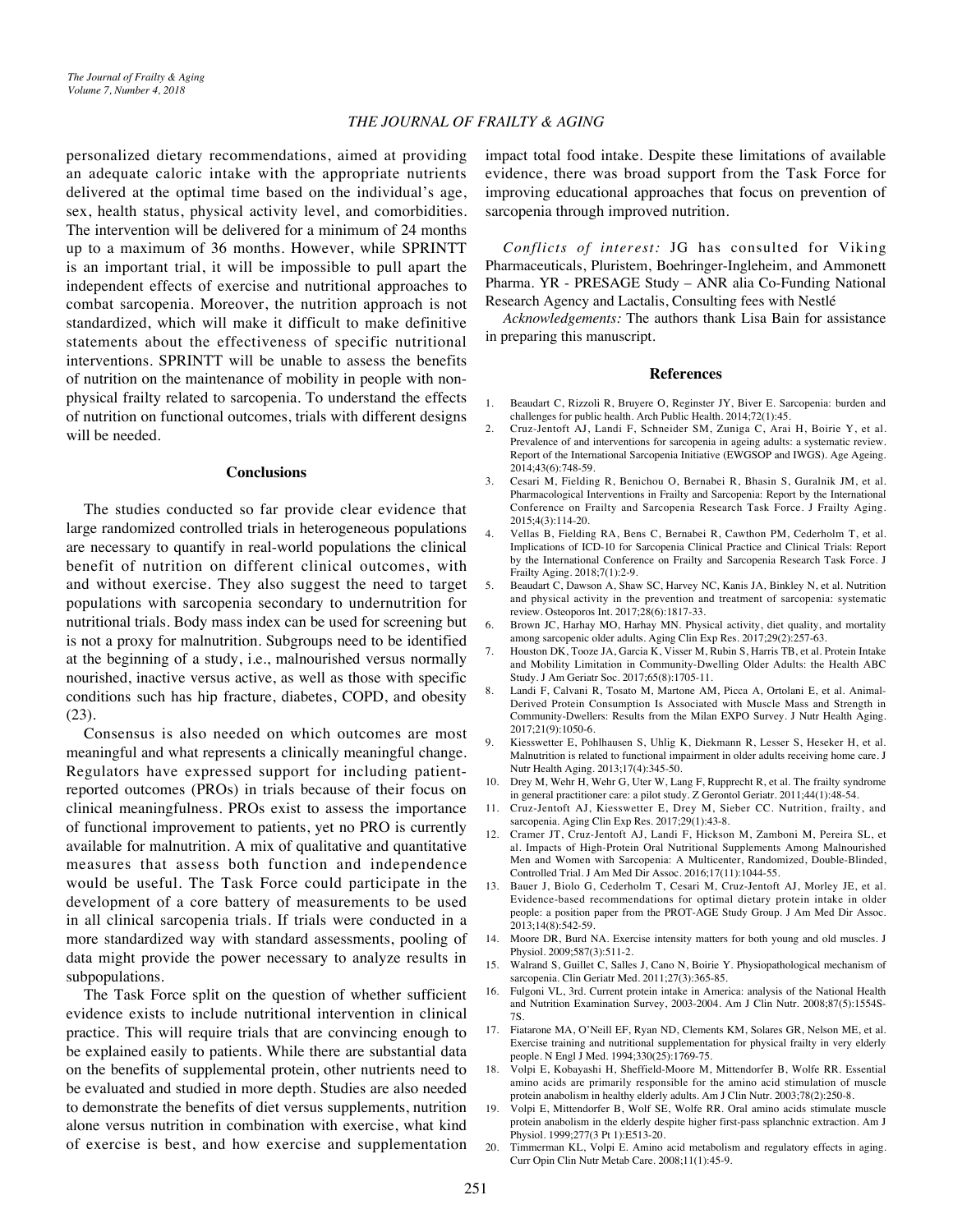personalized dietary recommendations, aimed at providing an adequate caloric intake with the appropriate nutrients delivered at the optimal time based on the individual's age, sex, health status, physical activity level, and comorbidities. The intervention will be delivered for a minimum of 24 months up to a maximum of 36 months. However, while SPRINTT is an important trial, it will be impossible to pull apart the independent effects of exercise and nutritional approaches to combat sarcopenia. Moreover, the nutrition approach is not standardized, which will make it difficult to make definitive statements about the effectiveness of specific nutritional interventions. SPRINTT will be unable to assess the benefits of nutrition on the maintenance of mobility in people with non-physical frailty related to sarcopenia. To understand the effects of nutrition on functional outcomes, trials with different designs will be needed.

## Conclusions

The studies conducted so far provide clear evidence that large randomized controlled trials in heterogeneous populations are necessary to quantify in real-world populations the clinical benefit of nutrition on different clinical outcomes, with and without exercise. They also suggest the need to target populations with sarcopenia secondary to undernutrition for nutritional trials. Body mass index can be used for screening but is not a proxy for malnutrition. Subgroups need to be identified at the beginning of a study, i.e., malnourished versus normally nourished, inactive versus active, as well as those with specific conditions such has hip fracture, diabetes, COPD, and obesity (23).

Consensus is also needed on which outcomes are most meaningful and what represents a clinically meaningful change. Regulators have expressed support for including patient-reported outcomes (PROs) in trials because of their focus on clinical meaningfulness. PROs exist to assess the importance of functional improvement to patients, yet no PRO is currently available for malnutrition. A mix of qualitative and quantitative measures that assess both function and independence would be useful. The Task Force could participate in the development of a core battery of measurements to be used in all clinical sarcopenia trials. If trials were conducted in a more standardized way with standard assessments, pooling of data might provide the power necessary to analyze results in subpopulations.

The Task Force split on the question of whether sufficient evidence exists to include nutritional intervention in clinical practice. This will require trials that are convincing enough to be explained easily to patients. While there are substantial data on the benefits of supplemental protein, other nutrients need to be evaluated and studied in more depth. Studies are also needed to demonstrate the benefits of diet versus supplements, nutrition alone versus nutrition in combination with exercise, what kind of exercise is best, and how exercise and supplementation impact total food intake. Despite these limitations of available evidence, there was broad support from the Task Force for improving educational approaches that focus on prevention of sarcopenia through improved nutrition.

*Conflicts of interest:* JG has consulted for Viking Pharmaceuticals, Pluristem, Boehringer-Ingleheim, and Ammonett Pharma. YR - PRESAGE Study – ANR alia Co-Funding National Research Agency and Lactalis, Consulting fees with Nestlé

*Acknowledgements:* The authors thank Lisa Bain for assistance in preparing this manuscript.

## References

1. Beaudart C, Rizzoli R, Bruyere O, Reginster JY, Biver E. Sarcopenia: burden and challenges for public health. Arch Public Health. 2014;72(1):45.
2. Cruz-Jentoft AJ, Landi F, Schneider SM, Zuniga C, Arai H, Boirie Y, et al. Prevalence of and interventions for sarcopenia in ageing adults: a systematic review. Report of the International Sarcopenia Initiative (EWGSOP and IWGS). Age Ageing. 2014;43(6):748-59.
3. Cesari M, Fielding R, Benichou O, Bernabei R, Bhasin S, Guralnik JM, et al. Pharmacological Interventions in Frailty and Sarcopenia: Report by the International Conference on Frailty and Sarcopenia Research Task Force. J Frailty Aging. 2015;4(3):114-20.
4. Vellas B, Fielding RA, Bens C, Bernabei R, Cawthon PM, Cederholm T, et al. Implications of ICD-10 for Sarcopenia Clinical Practice and Clinical Trials: Report by the International Conference on Frailty and Sarcopenia Research Task Force. J Frailty Aging. 2018;7(1):2-9.
5. Beaudart C, Dawson A, Shaw SC, Harvey NC, Kanis JA, Binkley N, et al. Nutrition and physical activity in the prevention and treatment of sarcopenia: systematic review. Osteoporos Int. 2017;28(6):1817-33.
6. Brown JC, Harhay MO, Harhay MN. Physical activity, diet quality, and mortality among sarcopenic older adults. Aging Clin Exp Res. 2017;29(2):257-63.
7. Houston DK, Tooze JA, Garcia K, Visser M, Rubin S, Harris TB, et al. Protein Intake and Mobility Limitation in Community-Dwelling Older Adults: the Health ABC Study. J Am Geriatr Soc. 2017;65(8):1705-11.
8. Landi F, Calvani R, Tosato M, Martone AM, Picca A, Ortolani E, et al. Animal-Derived Protein Consumption Is Associated with Muscle Mass and Strength in Community-Dwellers: Results from the Milan EXPO Survey. J Nutr Health Aging. 2017;21(9):1050-6.
9. Kiesswetter E, Pohlhausen S, Uhlig K, Diekmann R, Lesser S, Heseker H, et al. Malnutrition is related to functional impairment in older adults receiving home care. J Nutr Health Aging. 2013;17(4):345-50.
10. Drey M, Wehr H, Wehr G, Uter W, Lang F, Rupprecht R, et al. The frailty syndrome in general practitioner care: a pilot study. Z Gerontol Geriatr. 2011;44(1):48-54.
11. Cruz-Jentoft AJ, Kiesswetter E, Drey M, Sieber CC. Nutrition, frailty, and sarcopenia. Aging Clin Exp Res. 2017;29(1):43-8.
12. Cramer JT, Cruz-Jentoft AJ, Landi F, Hickson M, Zamboni M, Pereira SL, et al. Impacts of High-Protein Oral Nutritional Supplements Among Malnourished Men and Women with Sarcopenia: A Multicenter, Randomized, Double-Blinded, Controlled Trial. J Am Med Dir Assoc. 2016;17(11):1044-55.
13. Bauer J, Biolo G, Cederholm T, Cesari M, Cruz-Jentoft AJ, Morley JE, et al. Evidence-based recommendations for optimal dietary protein intake in older people: a position paper from the PROT-AGE Study Group. J Am Med Dir Assoc. 2013;14(8):542-59.
14. Moore DR, Burd NA. Exercise intensity matters for both young and old muscles. J Physiol. 2009;587(3):511-2.
15. Walrand S, Guillet C, Salles J, Cano N, Boirie Y. Physiopathological mechanism of sarcopenia. Clin Geriatr Med. 2011;27(3):365-85.
16. Fulgoni VL, 3rd. Current protein intake in America: analysis of the National Health and Nutrition Examination Survey, 2003-2004. Am J Clin Nutr. 2008;87(5):1554S-7S.
17. Fiatarone MA, O'Neill EF, Ryan ND, Clements KM, Solares GR, Nelson ME, et al. Exercise training and nutritional supplementation for physical frailty in very elderly people. N Engl J Med. 1994;330(25):1769-75.
18. Volpi E, Kobayashi H, Sheffield-Moore M, Mittendorfer B, Wolfe RR. Essential amino acids are primarily responsible for the amino acid stimulation of muscle protein anabolism in healthy elderly adults. Am J Clin Nutr. 2003;78(2):250-8.
19. Volpi E, Mittendorfer B, Wolf SE, Wolfe RR. Oral amino acids stimulate muscle protein anabolism in the elderly despite higher first-pass splanchnic extraction. Am J Physiol. 1999;277(3 Pt 1):E513-20.
20. Timmerman KL, Volpi E. Amino acid metabolism and regulatory effects in aging. Curr Opin Clin Nutr Metab Care. 2008;11(1):45-9.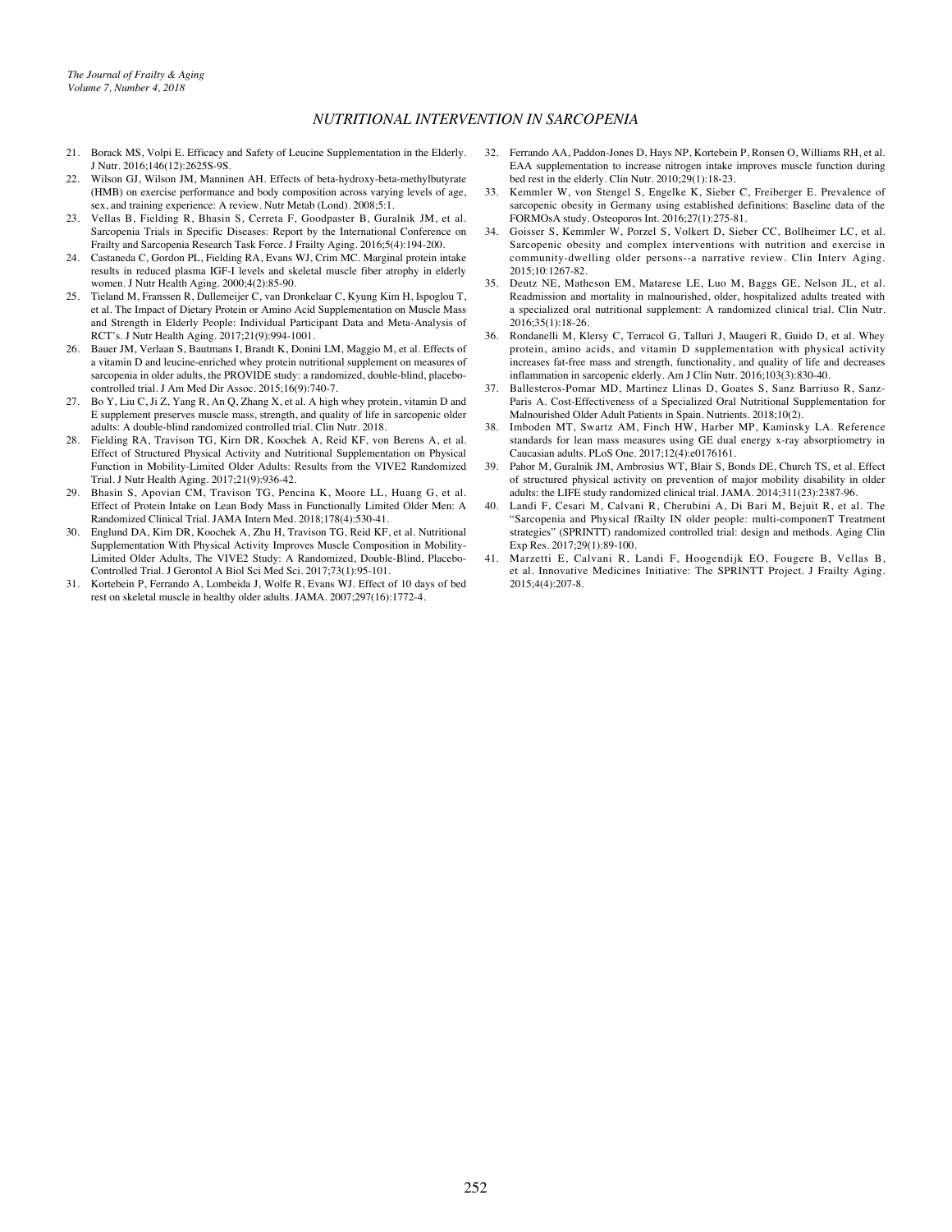21. Borack MS, Volpi E. Efficacy and Safety of Leucine Supplementation in the Elderly. J Nutr. 2016;146(12):2625S-9S.
22. Wilson GJ, Wilson JM, Manninen AH. Effects of beta-hydroxy-beta-methylbutyrate (HMB) on exercise performance and body composition across varying levels of age, sex, and training experience: A review. Nutr Metab (Lond). 2008;5:1.
23. Vellas B, Fielding R, Bhasin S, Cerreta F, Goodpaster B, Guralnik JM, et al. Sarcopenia Trials in Specific Diseases: Report by the International Conference on Frailty and Sarcopenia Research Task Force. J Frailty Aging. 2016;5(4):194-200.
24. Castaneda C, Gordon PL, Fielding RA, Evans WJ, Crim MC. Marginal protein intake results in reduced plasma IGF-I levels and skeletal muscle fiber atrophy in elderly women. J Nutr Health Aging. 2000;4(2):85-90.
25. Tieland M, Franssen R, Dullemeijer C, van Dronkelaar C, Kyung Kim H, Ispoglou T, et al. The Impact of Dietary Protein or Amino Acid Supplementation on Muscle Mass and Strength in Elderly People: Individual Participant Data and Meta-Analysis of RCT's. J Nutr Health Aging. 2017;21(9):994-1001.
26. Bauer JM, Verlaan S, Bautmans I, Brandt K, Donini LM, Maggio M, et al. Effects of a vitamin D and leucine-enriched whey protein nutritional supplement on measures of sarcopenia in older adults, the PROVIDE study: a randomized, double-blind, placebo-controlled trial. J Am Med Dir Assoc. 2015;16(9):740-7.
27. Bo Y, Liu C, Ji Z, Yang R, An Q, Zhang X, et al. A high whey protein, vitamin D and E supplement preserves muscle mass, strength, and quality of life in sarcopenic older adults: A double-blind randomized controlled trial. Clin Nutr. 2018.
28. Fielding RA, Travison TG, Kirn DR, Koochek A, Reid KF, von Berens A, et al. Effect of Structured Physical Activity and Nutritional Supplementation on Physical Function in Mobility-Limited Older Adults: Results from the VIVE2 Randomized Trial. J Nutr Health Aging. 2017;21(9):936-42.
29. Bhasin S, Apovian CM, Travison TG, Pencina K, Moore LL, Huang G, et al. Effect of Protein Intake on Lean Body Mass in Functionally Limited Older Men: A Randomized Clinical Trial. JAMA Intern Med. 2018;178(4):530-41.
30. Englund DA, Kirn DR, Koochek A, Zhu H, Travison TG, Reid KF, et al. Nutritional Supplementation With Physical Activity Improves Muscle Composition in Mobility-Limited Older Adults, The VIVE2 Study: A Randomized, Double-Blind, Placebo-Controlled Trial. J Gerontol A Biol Sci Med Sci. 2017;73(1):95-101.
31. Kortebein P, Ferrando A, Lombeida J, Wolfe R, Evans WJ. Effect of 10 days of bed rest on skeletal muscle in healthy older adults. JAMA. 2007;297(16):1772-4.
32. Ferrando AA, Paddon-Jones D, Hays NP, Kortebein P, Ronsen O, Williams RH, et al. EAA supplementation to increase nitrogen intake improves muscle function during bed rest in the elderly. Clin Nutr. 2010;29(1):18-23.
33. Kemmler W, von Stengel S, Engelke K, Sieber C, Freiberger E. Prevalence of sarcopenic obesity in Germany using established definitions: Baseline data of the FORMOsA study. Osteoporos Int. 2016;27(1):275-81.
34. Goisser S, Kemmler W, Porzel S, Volkert D, Sieber CC, Bollheimer LC, et al. Sarcopenic obesity and complex interventions with nutrition and exercise in community-dwelling older persons--a narrative review. Clin Interv Aging. 2015;10:1267-82.
35. Deutz NE, Matheson EM, Matarese LE, Luo M, Baggs GE, Nelson JL, et al. Readmission and mortality in malnourished, older, hospitalized adults treated with a specialized oral nutritional supplement: A randomized clinical trial. Clin Nutr. 2016;35(1):18-26.
36. Rondanelli M, Klersy C, Terracol G, Talluri J, Maugeri R, Guido D, et al. Whey protein, amino acids, and vitamin D supplementation with physical activity increases fat-free mass and strength, functionality, and quality of life and decreases inflammation in sarcopenic elderly. Am J Clin Nutr. 2016;103(3):830-40.
37. Ballesteros-Pomar MD, Martinez Llinas D, Goates S, Sanz Barriuso R, Sanz-Paris A. Cost-Effectiveness of a Specialized Oral Nutritional Supplementation for Malnourished Older Adult Patients in Spain. Nutrients. 2018;10(2).
38. Imboden MT, Swartz AM, Finch HW, Harber MP, Kaminsky LA. Reference standards for lean mass measures using GE dual energy x-ray absorptiometry in Caucasian adults. PLoS One. 2017;12(4):e0176161.
39. Pahor M, Guralnik JM, Ambrosius WT, Blair S, Bonds DE, Church TS, et al. Effect of structured physical activity on prevention of major mobility disability in older adults: the LIFE study randomized clinical trial. JAMA. 2014;311(23):2387-96.
40. Landi F, Cesari M, Calvani R, Cherubini A, Di Bari M, Bejuit R, et al. The "Sarcopenia and Physical fRailty IN older people: multi-componenT Treatment strategies" (SPRINTT) randomized controlled trial: design and methods. Aging Clin Exp Res. 2017;29(1):89-100.
41. Marzetti E, Calvani R, Landi F, Hoogendijk EO, Fougere B, Vellas B, et al. Innovative Medicines Initiative: The SPRINTT Project. J Frailty Aging. 2015;4(4):207-8.